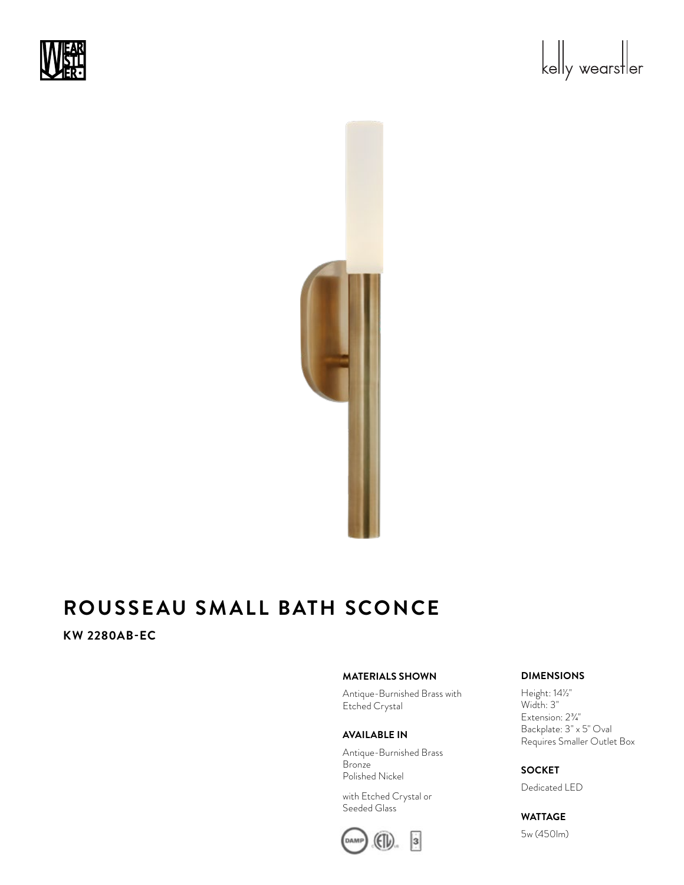kelly wearstler

# ROUSSEAU SMALL BATH SCONCE

**KW 2280AB-EC**

**MATERIALS SHOWN**

Antique-Burnished Brass with Etched Crystal

**AVAILABLE IN**

Antique-Burnished Brass
Bronze
Polished Nickel

with Etched Crystal or Seeded Glass

**DIMENSIONS**

Height: 14½"
Width: 3"
Extension: 2¾"
Backplate: 3" x 5" Oval
Requires Smaller Outlet Box

**SOCKET**

Dedicated LED

**WATTAGE**

5w (450lm)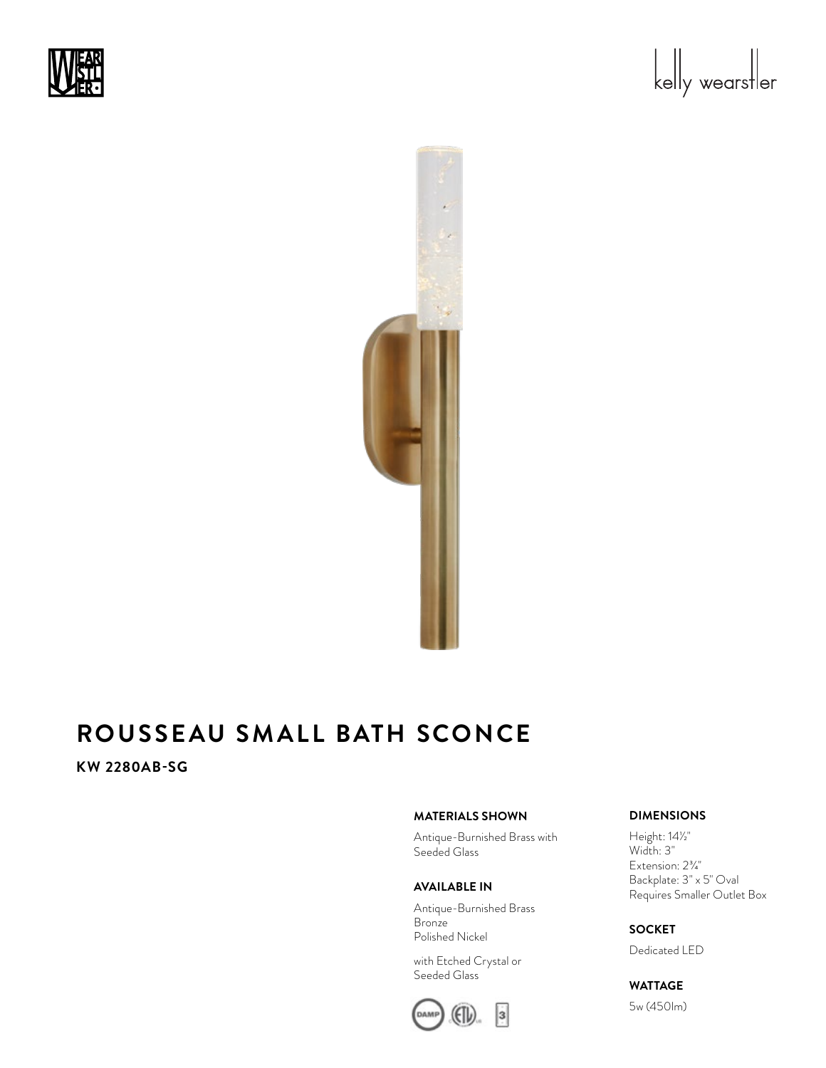# ROUSSEAU SMALL BATH SCONCE

**KW 2280AB-SG**

### MATERIALS SHOWN

Antique-Burnished Brass with Seeded Glass

### AVAILABLE IN

Antique-Burnished Brass
Bronze
Polished Nickel

with Etched Crystal or Seeded Glass

### DIMENSIONS

Height: 14½"
Width: 3"
Extension: 2¾"
Backplate: 3" x 5" Oval
Requires Smaller Outlet Box

### SOCKET

Dedicated LED

### WATTAGE

5w (450lm)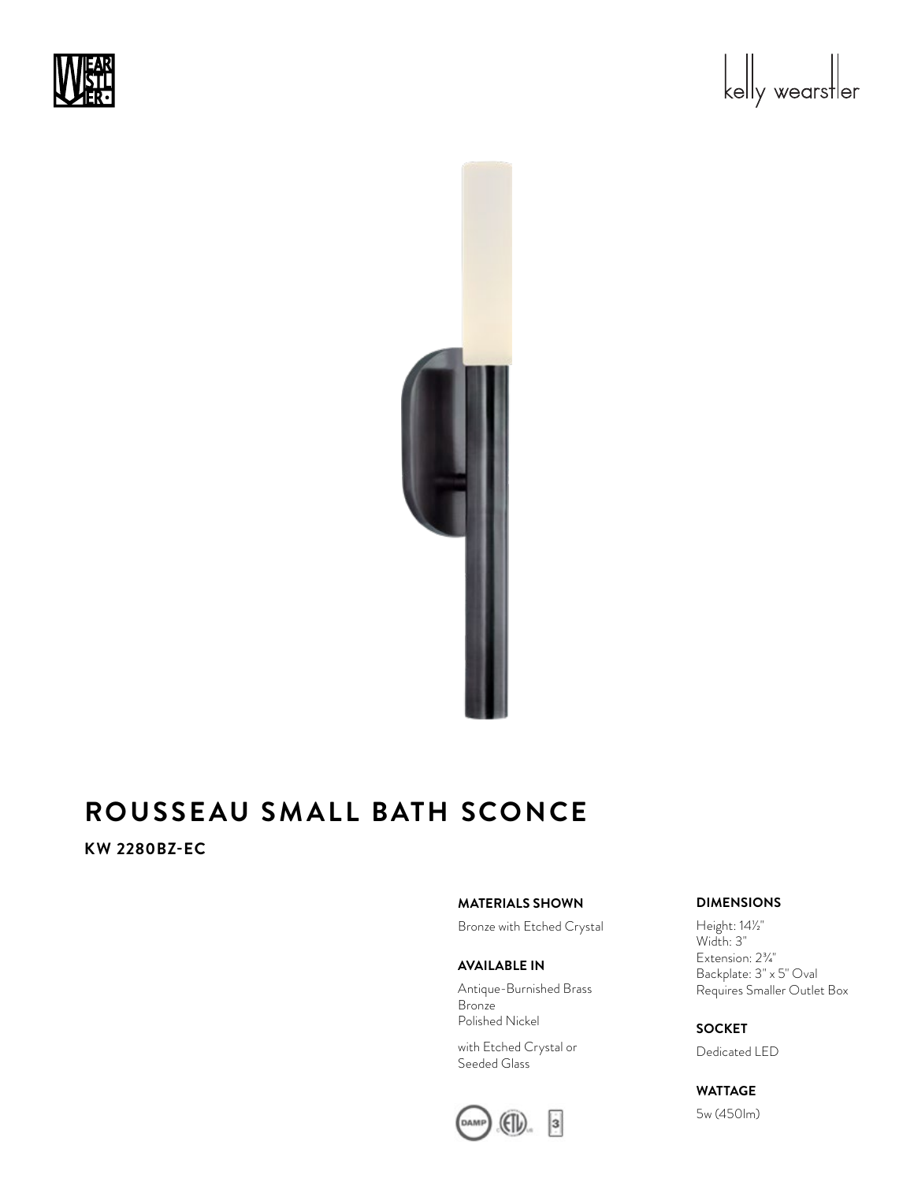# ROUSSEAU SMALL BATH SCONCE

**KW 2280BZ-EC**

**MATERIALS SHOWN**

Bronze with Etched Crystal

**AVAILABLE IN**

Antique-Burnished Brass
Bronze
Polished Nickel

with Etched Crystal or
Seeded Glass

**DIMENSIONS**

Height: 14½"
Width: 3"
Extension: 2¾"
Backplate: 3" x 5" Oval
Requires Smaller Outlet Box

**SOCKET**

Dedicated LED

**WATTAGE**

5w (450lm)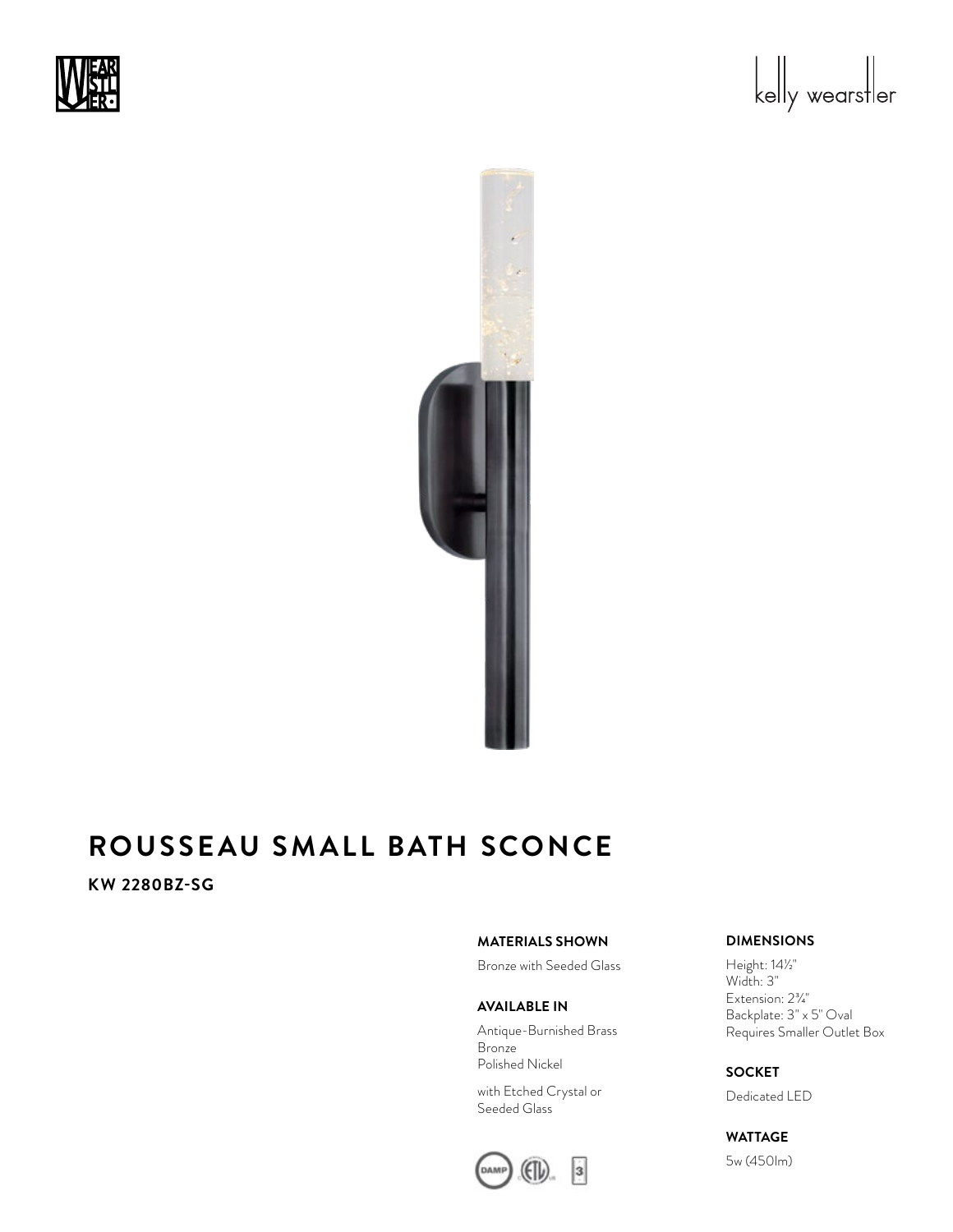# ROUSSEAU SMALL BATH SCONCE

**KW 2280BZ-SG**

**MATERIALS SHOWN**

Bronze with Seeded Glass

**AVAILABLE IN**

Antique-Burnished Brass
Bronze
Polished Nickel

with Etched Crystal or
Seeded Glass

**DIMENSIONS**

Height: 14½"
Width: 3"
Extension: 2¾"
Backplate: 3" x 5" Oval
Requires Smaller Outlet Box

**SOCKET**

Dedicated LED

**WATTAGE**

5w (450lm)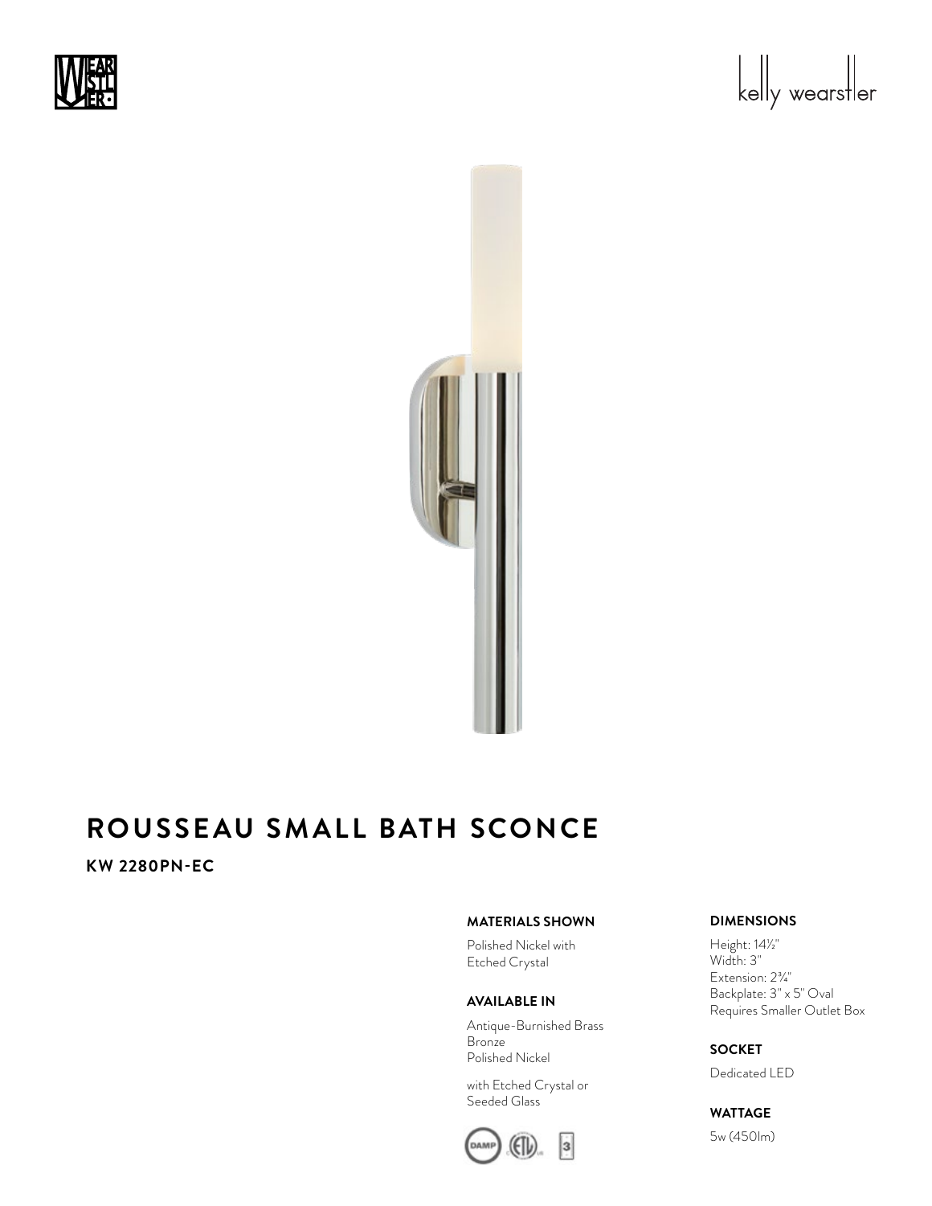# ROUSSEAU SMALL BATH SCONCE

**KW 2280PN-EC**

### MATERIALS SHOWN

Polished Nickel with
Etched Crystal

### AVAILABLE IN

Antique-Burnished Brass
Bronze
Polished Nickel

with Etched Crystal or
Seeded Glass

### DIMENSIONS

Height: 14½"
Width: 3"
Extension: 2¾"
Backplate: 3" x 5" Oval
Requires Smaller Outlet Box

### SOCKET

Dedicated LED

### WATTAGE

5w (450lm)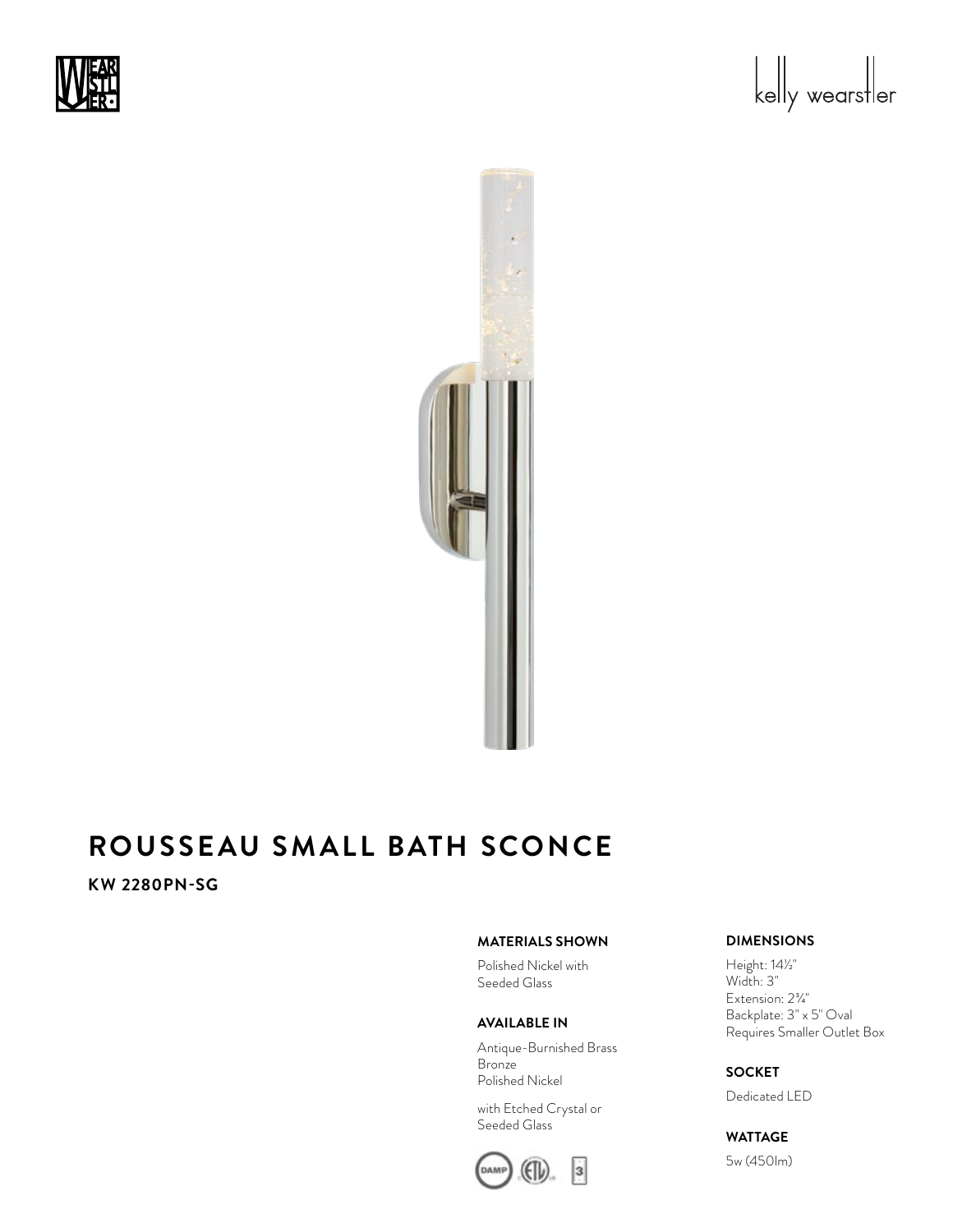# ROUSSEAU SMALL BATH SCONCE

**KW 2280PN-SG**

**MATERIALS SHOWN**

Polished Nickel with
Seeded Glass

**AVAILABLE IN**

Antique-Burnished Brass
Bronze
Polished Nickel

with Etched Crystal or
Seeded Glass

**DIMENSIONS**

Height: 14½"
Width: 3"
Extension: 2¾"
Backplate: 3" x 5" Oval
Requires Smaller Outlet Box

**SOCKET**

Dedicated LED

**WATTAGE**

5w (450lm)